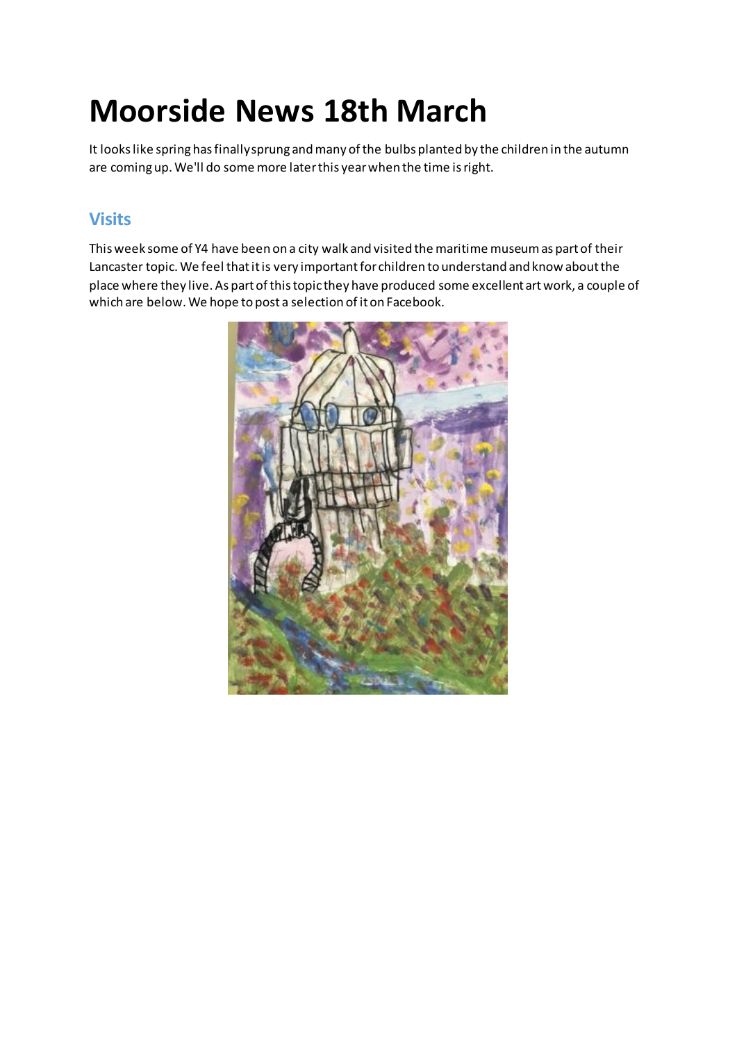# Moorside News 18th March

It looks like spring has finally sprung and many of the bulbs planted by the children in the autumn are coming up. We'll do some more later this year when the time is right.

## Visits

This week some of Y4 have been on a city walk and visited the maritime museum as part of their Lancaster topic. We feel that it is very important for children to understand and know about the place where they live. As part of this topic they have produced some excellent art work, a couple of which are below. We hope to post a selection of it on Facebook.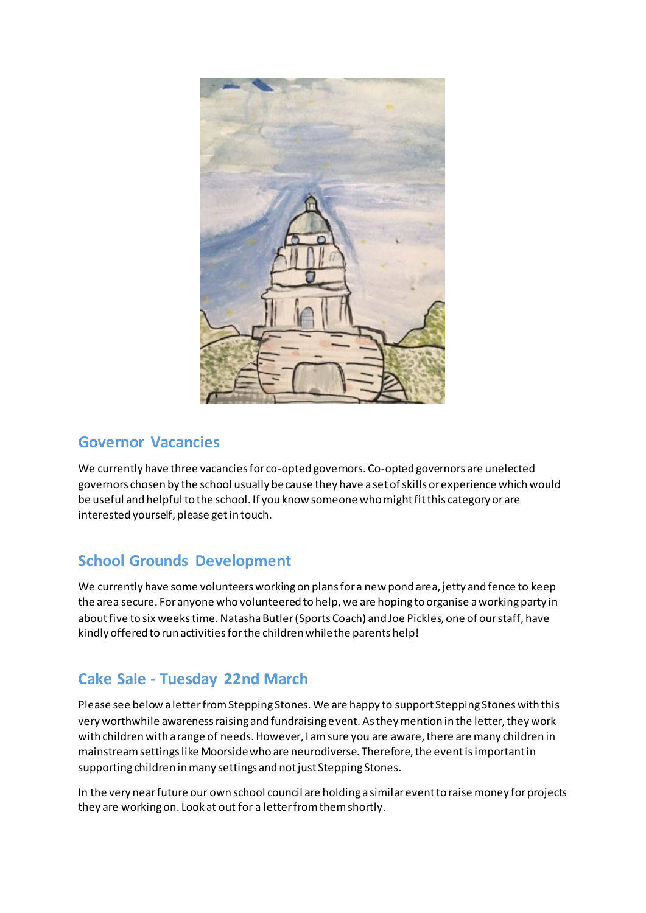## Governor Vacancies

We currently have three vacancies for co-opted governors. Co-opted governors are unelected governors chosen by the school usually because they have a set of skills or experience which would be useful and helpful to the school. If you know someone who might fit this category or are interested yourself, please get in touch.

## School Grounds Development

We currently have some volunteers working on plans for a new pond area, jetty and fence to keep the area secure. For anyone who volunteered to help, we are hoping to organise a working party in about five to six weeks time. Natasha Butler (Sports Coach) and Joe Pickles, one of our staff, have kindly offered to run activities for the children while the parents help!

## Cake Sale - Tuesday 22nd March

Please see below a letter from Stepping Stones. We are happy to support Stepping Stones with this very worthwhile awareness raising and fundraising event. As they mention in the letter, they work with children with a range of needs. However, I am sure you are aware, there are many children in mainstream settings like Moorside who are neurodiverse. Therefore, the event is important in supporting children in many settings and not just Stepping Stones.

In the very near future our own school council are holding a similar event to raise money for projects they are working on. Look at out for a letter from them shortly.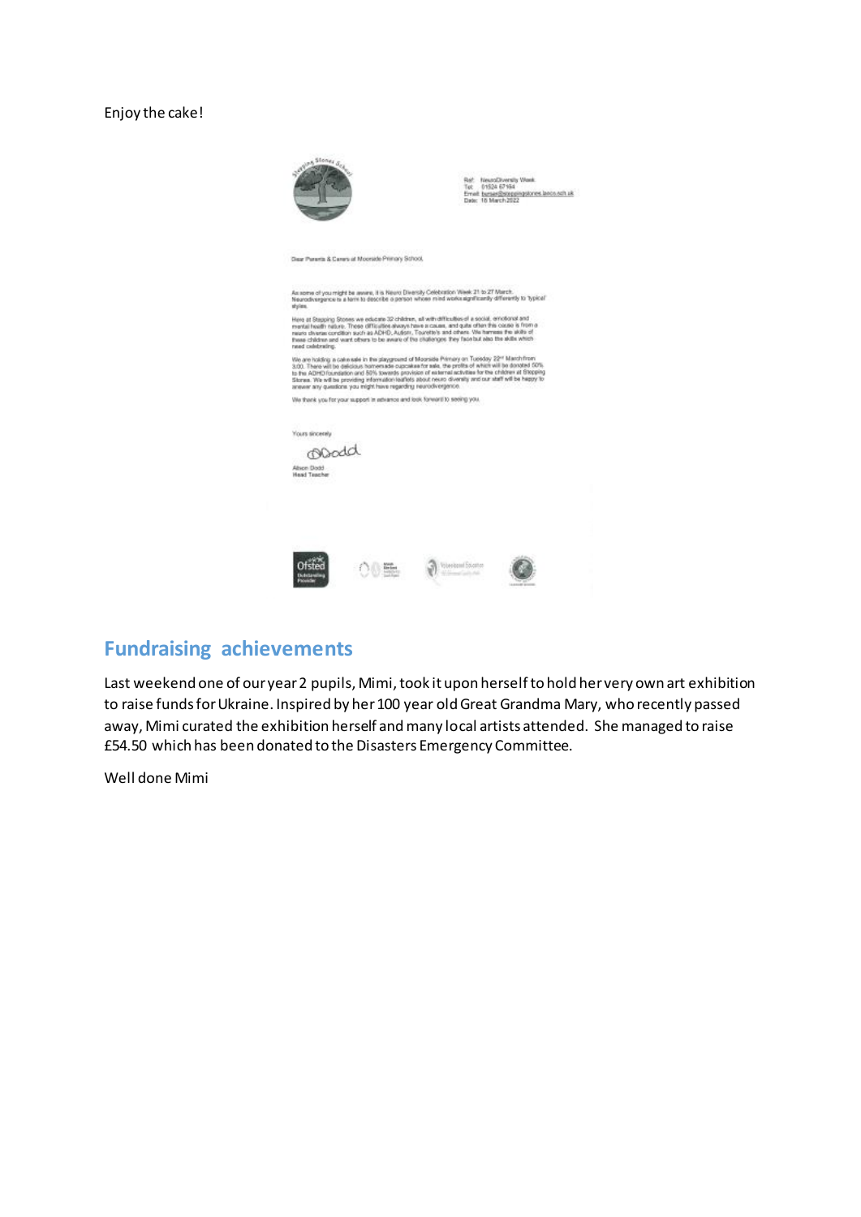Enjoy the cake!

Stepping Stones School

Ref: NeuroDiversity Week
Tel: 01524 67164
Email: bursar@steppingstones.lancs.sch.uk
Date: 16 March 2022

Dear Parents & Carers at Moorside Primary School,

As some of you might be aware, it is Neuro Diversity Celebration Week 21 to 27 March. Neurodivergence is a term to describe a person whose mind works significantly differently to 'typical' styles.

Here at Stepping Stones we educate 32 children, all with difficulties of a social, emotional and mental health nature. These difficulties always have a cause, and quite often this cause is from a neuro diverse condition such as ADHD, Autism, Tourette's and others. We harness the skills of these children and want others to be aware of the challenges they face but also the skills which need celebrating.

We are holding a cake sale in the playground of Moorside Primary on Tuesday 22nd March from 3.00. There will be delicious homemade cupcakes for sale, the profits of which will be donated 50% to the ADHD foundation and 50% towards provision of external activities for the children at Stepping Stones. We will be providing information leaflets about neuro diversity and our staff will be happy to answer any questions you might have regarding neurodivergence.

We thank you for your support in advance and look forward to seeing you.

Yours sincerely

A Dodd

Alison Dodd
Head Teacher

## Fundraising achievements

Last weekend one of our year 2 pupils, Mimi, took it upon herself to hold her very own art exhibition to raise funds for Ukraine. Inspired by her 100 year old Great Grandma Mary, who recently passed away, Mimi curated the exhibition herself and many local artists attended. She managed to raise £54.50 which has been donated to the Disasters Emergency Committee.

Well done Mimi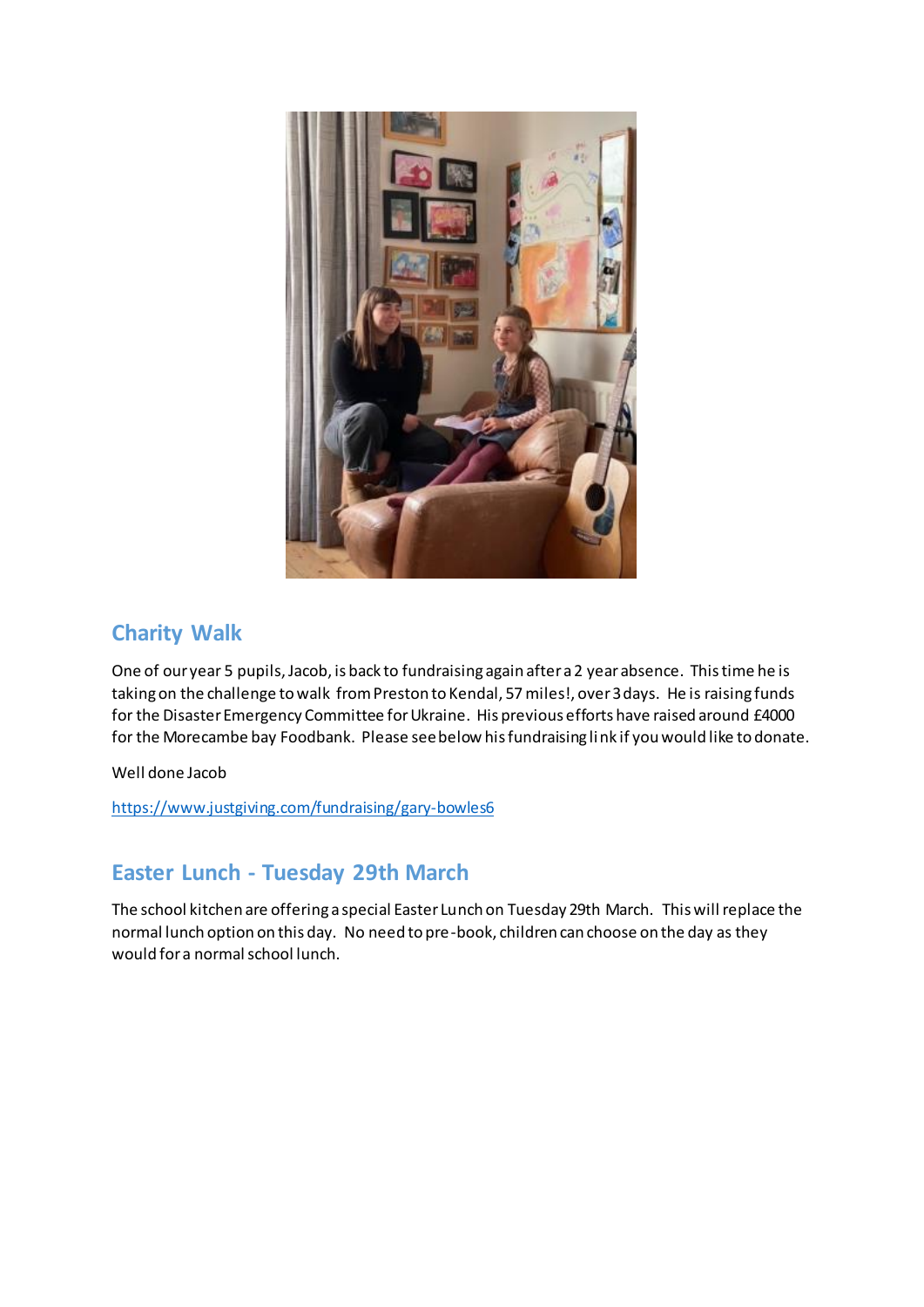## Charity Walk

One of our year 5 pupils, Jacob, is back to fundraising again after a 2 year absence. This time he is taking on the challenge to walk from Preston to Kendal, 57 miles!, over 3 days. He is raising funds for the Disaster Emergency Committee for Ukraine. His previous efforts have raised around £4000 for the Morecambe bay Foodbank. Please see below his fundraising link if you would like to donate.

Well done Jacob

https://www.justgiving.com/fundraising/gary-bowles6

## Easter Lunch - Tuesday 29th March

The school kitchen are offering a special Easter Lunch on Tuesday 29th March. This will replace the normal lunch option on this day. No need to pre-book, children can choose on the day as they would for a normal school lunch.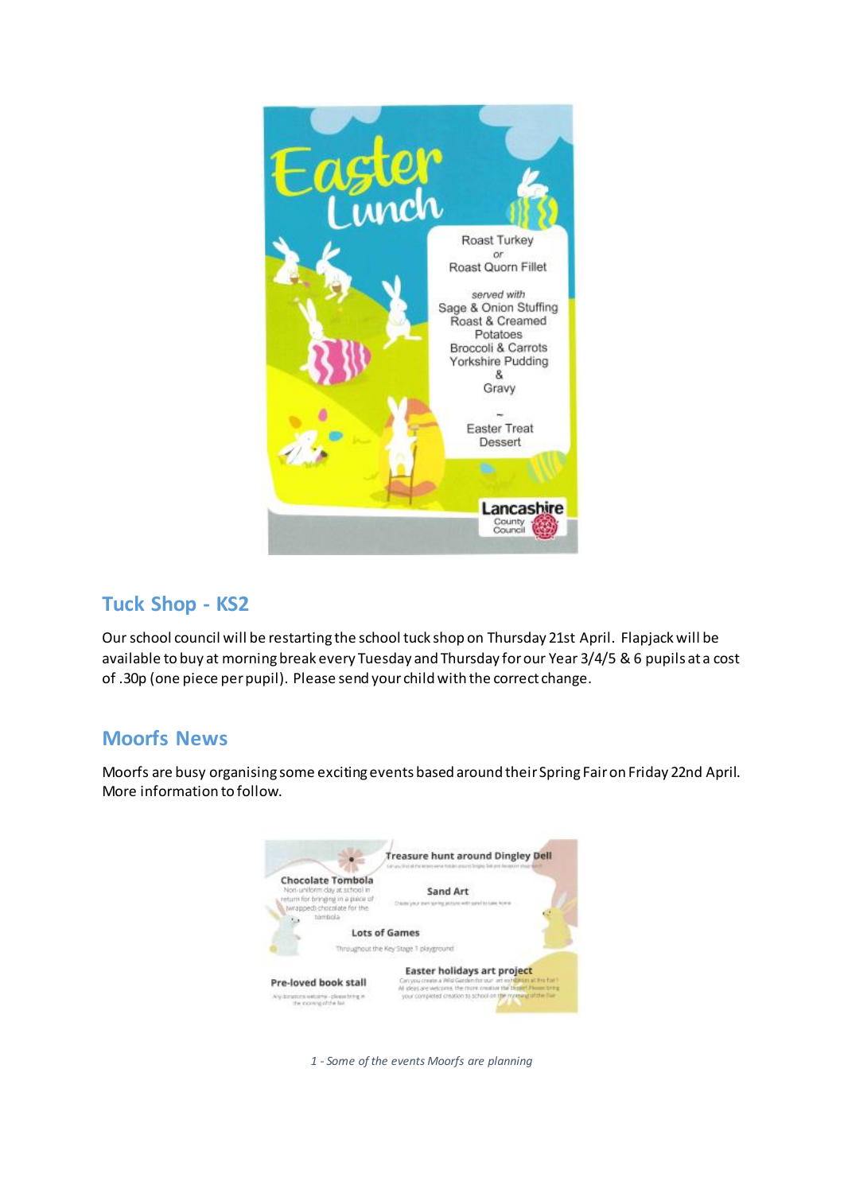# Easter Lunch

Roast Turkey

*or*

Roast Quorn Fillet

*served with*

Sage & Onion Stuffing
Roast & Creamed Potatoes
Broccoli & Carrots
Yorkshire Pudding
&
Gravy

~

Easter Treat Dessert

Lancashire County Council

## Tuck Shop - KS2

Our school council will be restarting the school tuck shop on Thursday 21st April. Flapjack will be available to buy at morning break every Tuesday and Thursday for our Year 3/4/5 & 6 pupils at a cost of .30p (one piece per pupil). Please send your child with the correct change.

## Moorfs News

Moorfs are busy organising some exciting events based around their Spring Fair on Friday 22nd April. More information to follow.

**Treasure hunt around Dingley Dell**

**Chocolate Tombola**

Non-uniform day at school in return for bringing in a piece of (wrapped) chocolate for the tombola

**Sand Art**

**Lots of Games**

Throughout the Key Stage 1 playground

**Pre-loved book stall**

Any donations welcome - please bring in the morning of the fair

**Easter holidays art project**

*1 - Some of the events Moorfs are planning*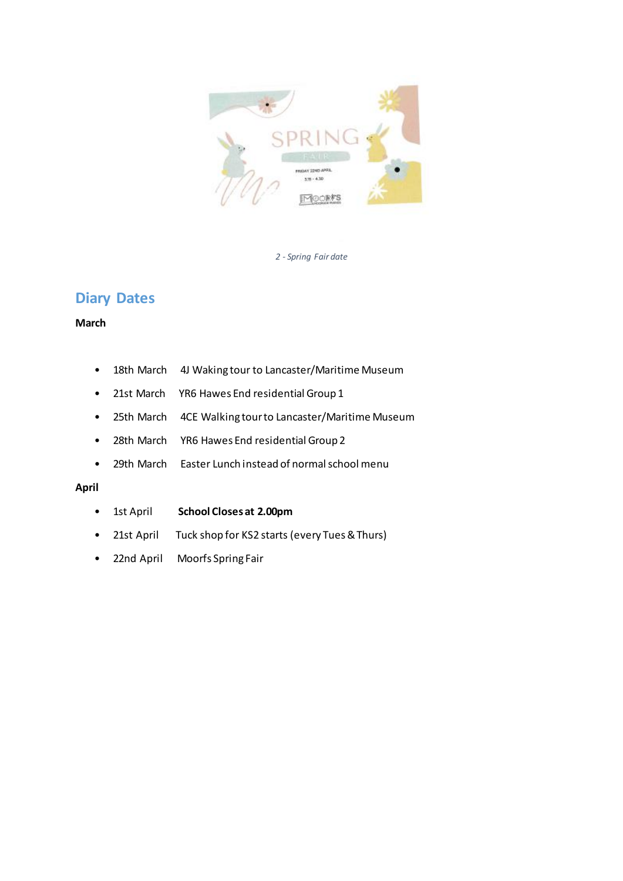*2 - Spring Fair date*

## Diary Dates

**March**

- 18th March   4J Waking tour to Lancaster/Maritime Museum
- 21st March   YR6 Hawes End residential Group 1
- 25th March   4CE Walking tour to Lancaster/Maritime Museum
- 28th March   YR6 Hawes End residential Group 2
- 29th March   Easter Lunch instead of normal school menu

**April**

- 1st April   **School Closes at 2.00pm**
- 21st April   Tuck shop for KS2 starts (every Tues & Thurs)
- 22nd April   Moorfs Spring Fair